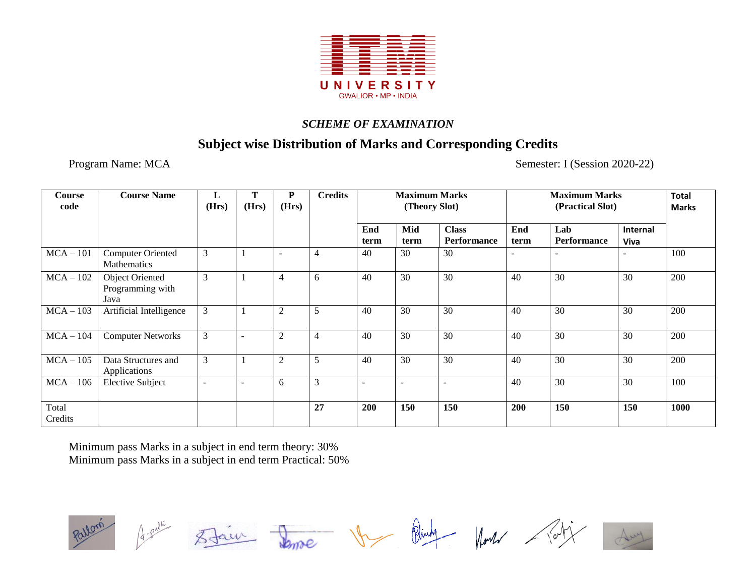UNIVERSITY

GWALIOR • MP • INDIA

*SCHEME OF EXAMINATION*

## Subject wise Distribution of Marks and Corresponding Credits

Program Name: MCA

Semester: I (Session 2020-22)

| Course code | Course Name | L (Hrs) | T (Hrs) | P (Hrs) | Credits | Maximum Marks (Theory Slot) | | | Maximum Marks (Practical Slot) | | | Total Marks |
|---|---|---|---|---|---|---|---|---|---|---|---|---|
| | | | | | | End term | Mid term | Class Performance | End term | Lab Performance | Internal Viva | |
| MCA – 101 | Computer Oriented Mathematics | 3 | 1 | - | 4 | 40 | 30 | 30 | - | - | - | 100 |
| MCA – 102 | Object Oriented Programming with Java | 3 | 1 | 4 | 6 | 40 | 30 | 30 | 40 | 30 | 30 | 200 |
| MCA – 103 | Artificial Intelligence | 3 | 1 | 2 | 5 | 40 | 30 | 30 | 40 | 30 | 30 | 200 |
| MCA – 104 | Computer Networks | 3 | - | 2 | 4 | 40 | 30 | 30 | 40 | 30 | 30 | 200 |
| MCA – 105 | Data Structures and Applications | 3 | 1 | 2 | 5 | 40 | 30 | 30 | 40 | 30 | 30 | 200 |
| MCA – 106 | Elective Subject | - | - | 6 | 3 | - | - | - | 40 | 30 | 30 | 100 |
| Total Credits | | | | | **27** | **200** | **150** | **150** | **200** | **150** | **150** | **1000** |

Minimum pass Marks in a subject in end term theory: 30%

Minimum pass Marks in a subject in end term Practical: 50%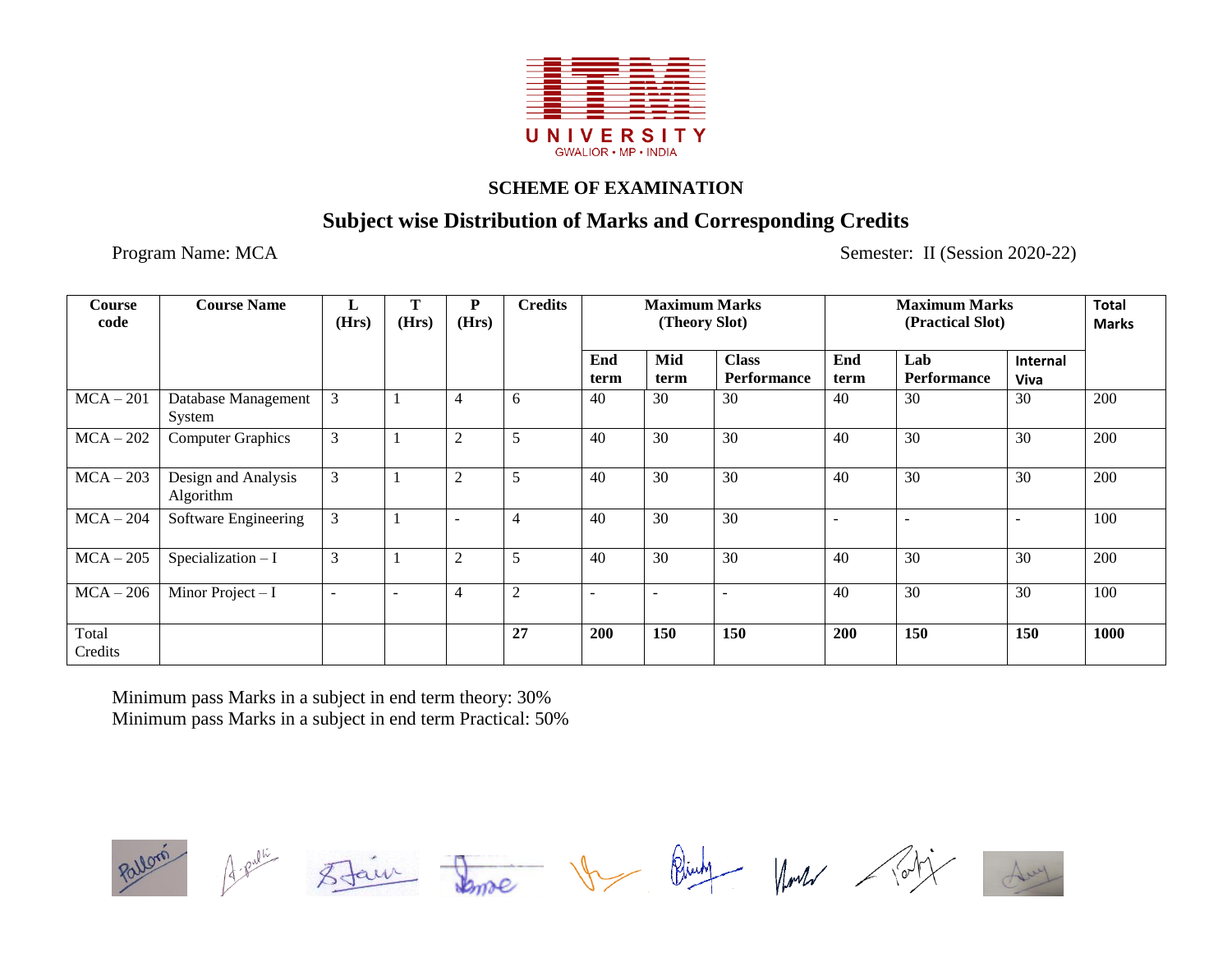UNIVERSITY
GWALIOR • MP • INDIA

## SCHEME OF EXAMINATION

## Subject wise Distribution of Marks and Corresponding Credits

Program Name: MCA

Semester: II (Session 2020-22)

| Course code | Course Name | L (Hrs) | T (Hrs) | P (Hrs) | Credits | Maximum Marks (Theory Slot) | | | Maximum Marks (Practical Slot) | | | Total Marks |
|---|---|---|---|---|---|---|---|---|---|---|---|---|
| | | | | | | End term | Mid term | Class Performance | End term | Lab Performance | Internal Viva | |
| MCA – 201 | Database Management System | 3 | 1 | 4 | 6 | 40 | 30 | 30 | 40 | 30 | 30 | 200 |
| MCA – 202 | Computer Graphics | 3 | 1 | 2 | 5 | 40 | 30 | 30 | 40 | 30 | 30 | 200 |
| MCA – 203 | Design and Analysis Algorithm | 3 | 1 | 2 | 5 | 40 | 30 | 30 | 40 | 30 | 30 | 200 |
| MCA – 204 | Software Engineering | 3 | 1 | - | 4 | 40 | 30 | 30 | - | - | - | 100 |
| MCA – 205 | Specialization – I | 3 | 1 | 2 | 5 | 40 | 30 | 30 | 40 | 30 | 30 | 200 |
| MCA – 206 | Minor Project – I | - | - | 4 | 2 | - | - | - | 40 | 30 | 30 | 100 |
| Total Credits | | | | | **27** | **200** | **150** | **150** | **200** | **150** | **150** | **1000** |

Minimum pass Marks in a subject in end term theory: 30%
Minimum pass Marks in a subject in end term Practical: 50%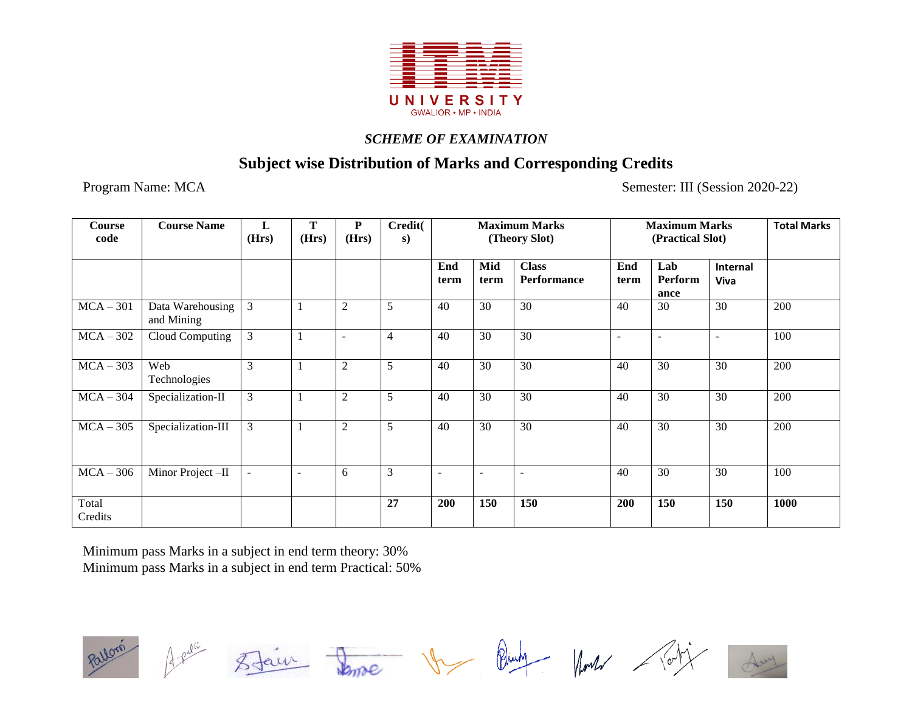ITM UNIVERSITY
GWALIOR • MP • INDIA

*SCHEME OF EXAMINATION*

## Subject wise Distribution of Marks and Corresponding Credits

Program Name: MCA

Semester: III (Session 2020-22)

| Course code | Course Name | L (Hrs) | T (Hrs) | P (Hrs) | Credit(s) | Maximum Marks (Theory Slot) | | | Maximum Marks (Practical Slot) | | | Total Marks |
|---|---|---|---|---|---|---|---|---|---|---|---|---|
| | | | | | | **End term** | **Mid term** | **Class Performance** | **End term** | **Lab Performance** | **Internal Viva** | |
| MCA – 301 | Data Warehousing and Mining | 3 | 1 | 2 | 5 | 40 | 30 | 30 | 40 | 30 | 30 | 200 |
| MCA – 302 | Cloud Computing | 3 | 1 | - | 4 | 40 | 30 | 30 | - | - | - | 100 |
| MCA – 303 | Web Technologies | 3 | 1 | 2 | 5 | 40 | 30 | 30 | 40 | 30 | 30 | 200 |
| MCA – 304 | Specialization-II | 3 | 1 | 2 | 5 | 40 | 30 | 30 | 40 | 30 | 30 | 200 |
| MCA – 305 | Specialization-III | 3 | 1 | 2 | 5 | 40 | 30 | 30 | 40 | 30 | 30 | 200 |
| MCA – 306 | Minor Project –II | - | - | 6 | 3 | - | - | - | 40 | 30 | 30 | 100 |
| Total Credits | | | | | **27** | **200** | **150** | **150** | **200** | **150** | **150** | **1000** |

Minimum pass Marks in a subject in end term theory: 30%
Minimum pass Marks in a subject in end term Practical: 50%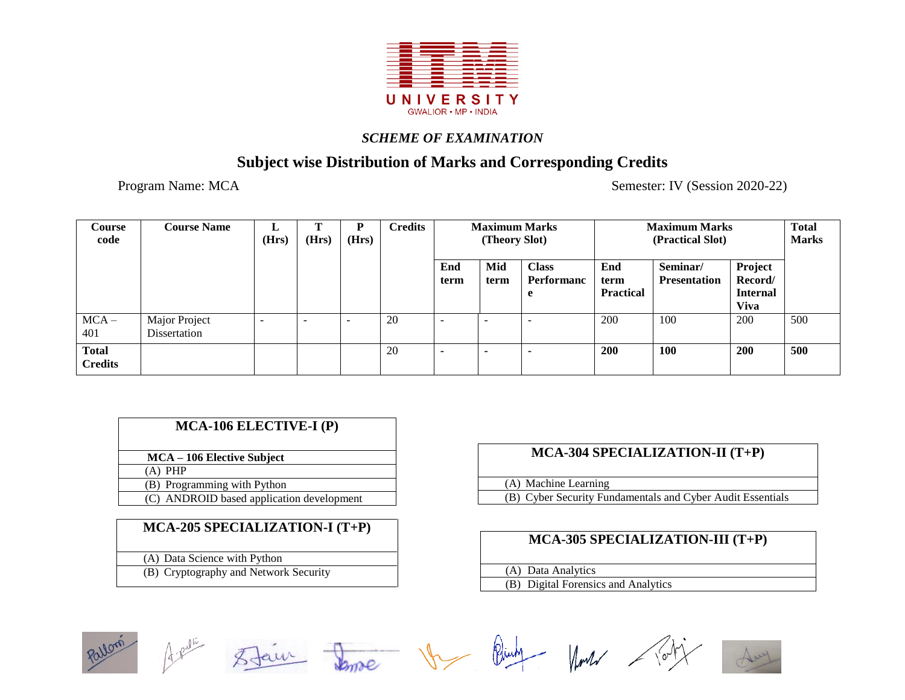ITM UNIVERSITY
GWALIOR • MP • INDIA

*SCHEME OF EXAMINATION*

## Subject wise Distribution of Marks and Corresponding Credits

Program Name: MCA

Semester: IV (Session 2020-22)

| Course code | Course Name | L (Hrs) | T (Hrs) | P (Hrs) | Credits | Maximum Marks (Theory Slot) | | | Maximum Marks (Practical Slot) | | | Total Marks |
|---|---|---|---|---|---|---|---|---|---|---|---|---|
| | | | | | | **End term** | **Mid term** | **Class Performance** | **End term Practical** | **Seminar/ Presentation** | **Project Record/ Internal Viva** | |
| MCA – 401 | Major Project Dissertation | - | - | - | 20 | - | - | - | 200 | 100 | 200 | 500 |
| **Total Credits** | | | | | 20 | - | - | - | **200** | **100** | **200** | **500** |

| **MCA-106 ELECTIVE-I (P)** |
|---|
| **MCA – 106 Elective Subject** |
| (A) PHP |
| (B) Programming with Python |
| (C) ANDROID based application development |

| **MCA-205 SPECIALIZATION-I (T+P)** |
|---|
| (A) Data Science with Python |
| (B) Cryptography and Network Security |

| **MCA-304 SPECIALIZATION-II (T+P)** |
|---|
| (A) Machine Learning |
| (B) Cyber Security Fundamentals and Cyber Audit Essentials |

| **MCA-305 SPECIALIZATION-III (T+P)** |
|---|
| (A) Data Analytics |
| (B) Digital Forensics and Analytics |